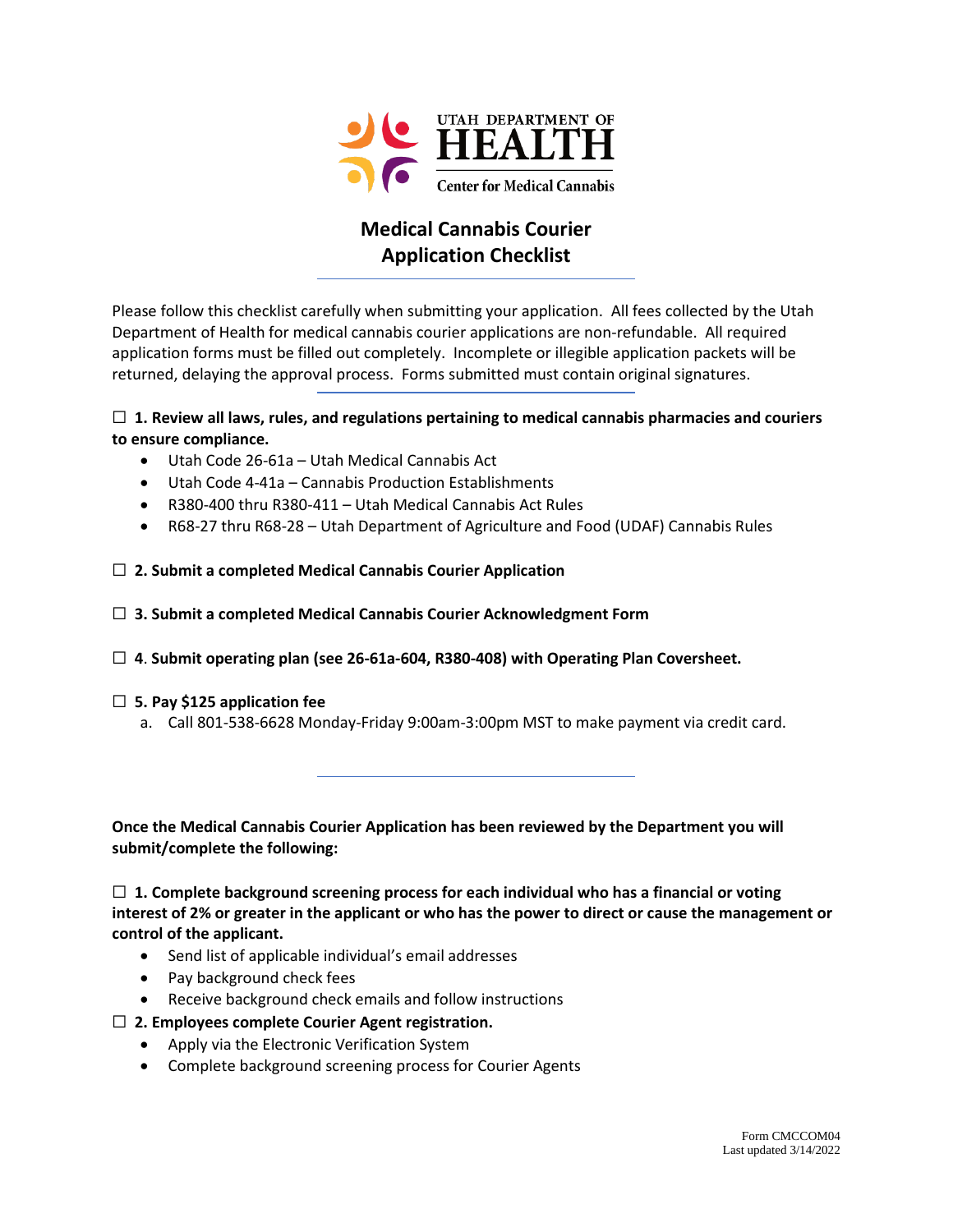UTAH DEPARTMENT OF **HEALTH**

Center for Medical Cannabis

# Medical Cannabis Courier Application Checklist

---

Please follow this checklist carefully when submitting your application. All fees collected by the Utah Department of Health for medical cannabis courier applications are non-refundable. All required application forms must be filled out completely. Incomplete or illegible application packets will be returned, delaying the approval process. Forms submitted must contain original signatures.

---

☐ **1. Review all laws, rules, and regulations pertaining to medical cannabis pharmacies and couriers to ensure compliance.**

- Utah Code 26-61a – Utah Medical Cannabis Act
- Utah Code 4-41a – Cannabis Production Establishments
- R380-400 thru R380-411 – Utah Medical Cannabis Act Rules
- R68-27 thru R68-28 – Utah Department of Agriculture and Food (UDAF) Cannabis Rules

☐ **2. Submit a completed Medical Cannabis Courier Application**

☐ **3. Submit a completed Medical Cannabis Courier Acknowledgment Form**

☐ **4. Submit operating plan (see 26-61a-604, R380-408) with Operating Plan Coversheet.**

☐ **5. Pay $125 application fee**

a. Call 801-538-6628 Monday-Friday 9:00am-3:00pm MST to make payment via credit card.

---

**Once the Medical Cannabis Courier Application has been reviewed by the Department you will submit/complete the following:**

☐ **1. Complete background screening process for each individual who has a financial or voting interest of 2% or greater in the applicant or who has the power to direct or cause the management or control of the applicant.**

- Send list of applicable individual's email addresses
- Pay background check fees
- Receive background check emails and follow instructions

☐ **2. Employees complete Courier Agent registration.**

- Apply via the Electronic Verification System
- Complete background screening process for Courier Agents

Form CMCCOM04
Last updated 3/14/2022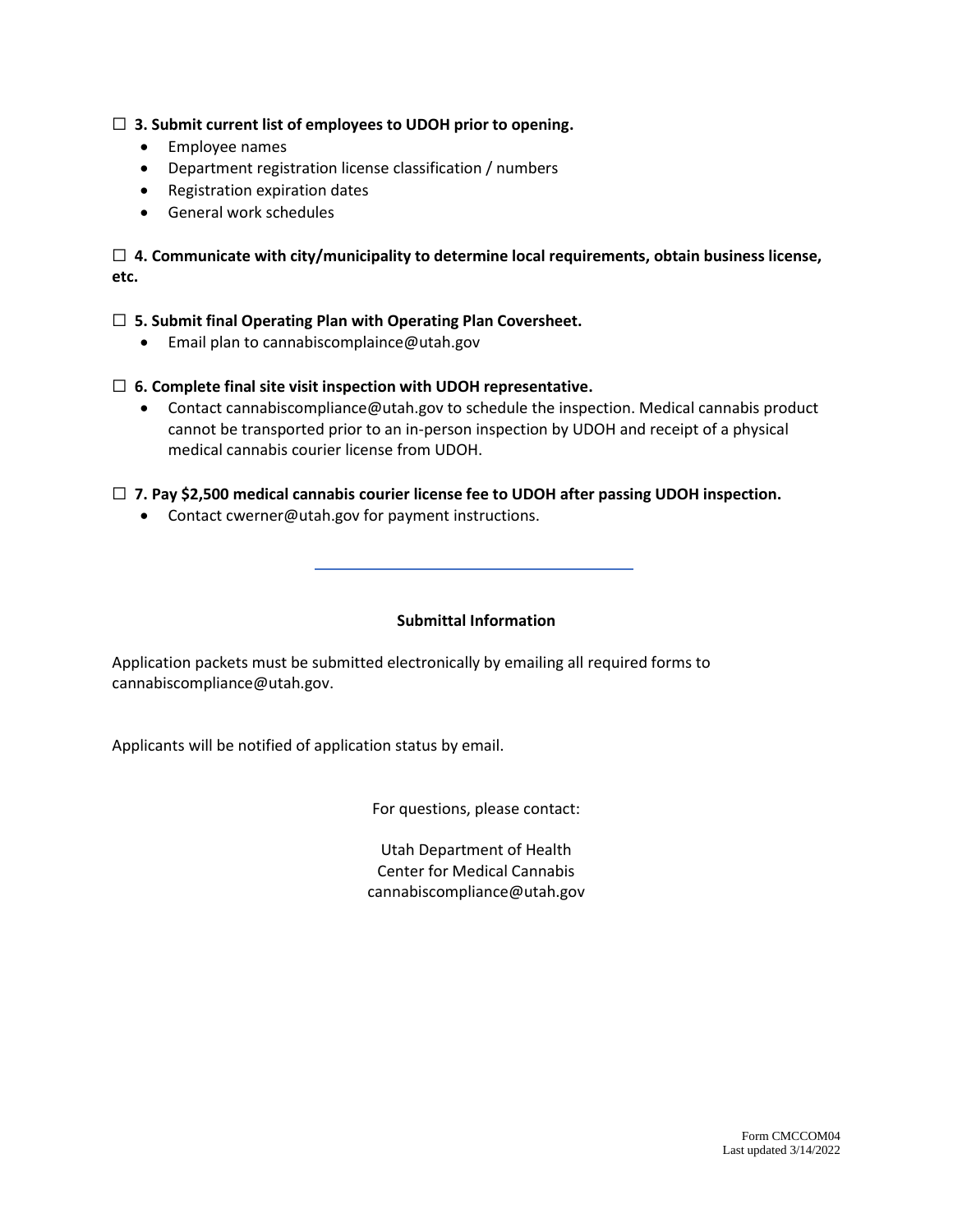☐ **3. Submit current list of employees to UDOH prior to opening.**

- Employee names
- Department registration license classification / numbers
- Registration expiration dates
- General work schedules

☐ **4. Communicate with city/municipality to determine local requirements, obtain business license, etc.**

☐ **5. Submit final Operating Plan with Operating Plan Coversheet.**

- Email plan to cannabiscomplaince@utah.gov

☐ **6. Complete final site visit inspection with UDOH representative.**

- Contact cannabiscompliance@utah.gov to schedule the inspection. Medical cannabis product cannot be transported prior to an in-person inspection by UDOH and receipt of a physical medical cannabis courier license from UDOH.

☐ **7. Pay $2,500 medical cannabis courier license fee to UDOH after passing UDOH inspection.**

- Contact cwerner@utah.gov for payment instructions.

---

**Submittal Information**

Application packets must be submitted electronically by emailing all required forms to cannabiscompliance@utah.gov.

Applicants will be notified of application status by email.

For questions, please contact:

Utah Department of Health
Center for Medical Cannabis
cannabiscompliance@utah.gov

Form CMCCOM04
Last updated 3/14/2022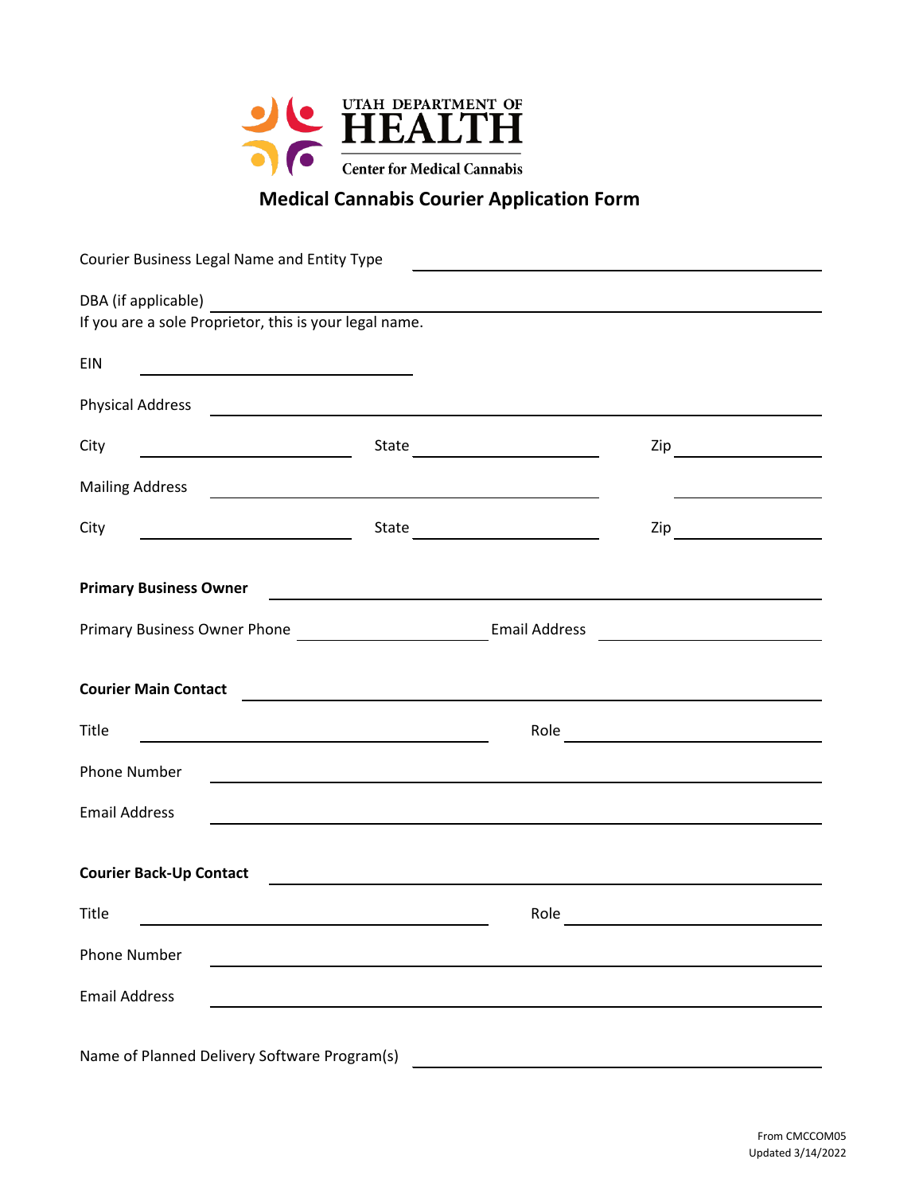UTAH DEPARTMENT OF
# HEALTH
Center for Medical Cannabis

## Medical Cannabis Courier Application Form

Courier Business Legal Name and Entity Type ______________________________

DBA (if applicable) ______________________________
If you are a sole Proprietor, this is your legal name.

EIN ______________________________

Physical Address ______________________________

City ______________ State ______________ Zip ______________

Mailing Address ______________________________

City ______________ State ______________ Zip ______________

**Primary Business Owner** ______________________________

Primary Business Owner Phone ______________ Email Address ______________

**Courier Main Contact** ______________________________

Title ______________ Role ______________

Phone Number ______________________________

Email Address ______________________________

**Courier Back-Up Contact** ______________________________

Title ______________ Role ______________

Phone Number ______________________________

Email Address ______________________________

Name of Planned Delivery Software Program(s) ______________________________

From CMCCOM05
Updated 3/14/2022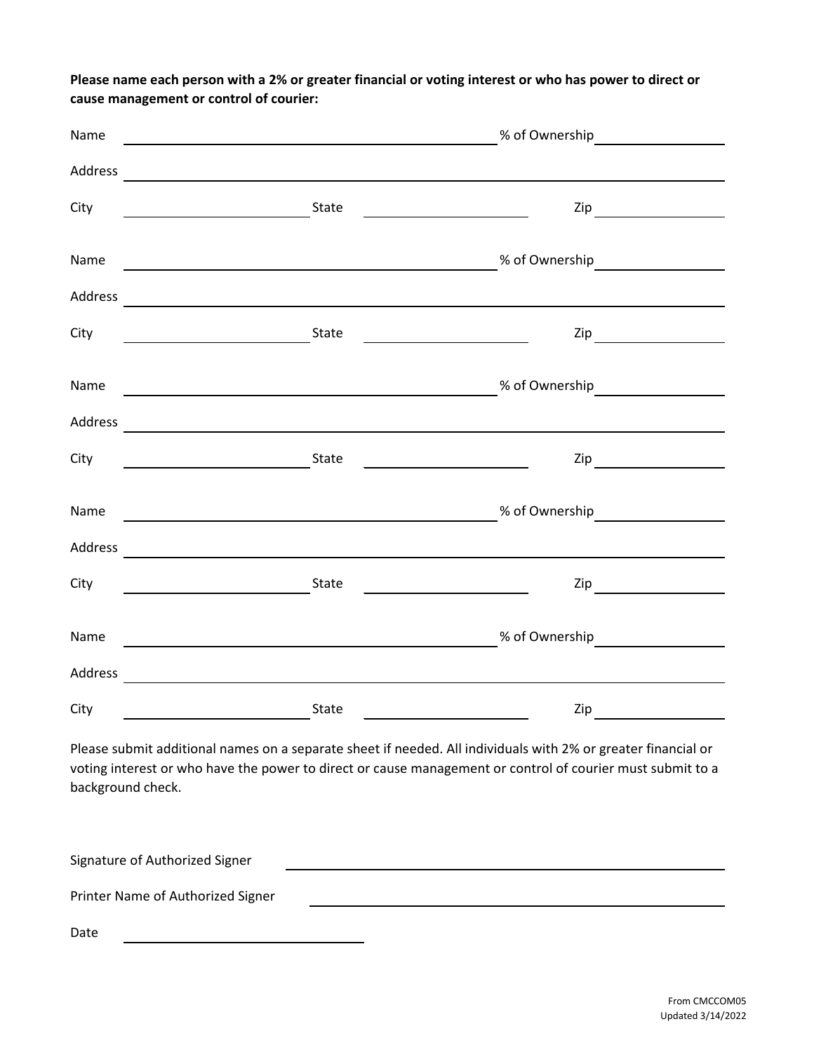**Please name each person with a 2% or greater financial or voting interest or who has power to direct or cause management or control of courier:**

Name ______________________________ % of Ownership ____________

Address ______________________________________________

City ______________ State ______________ Zip ____________

Name ______________________________ % of Ownership ____________

Address ______________________________________________

City ______________ State ______________ Zip ____________

Name ______________________________ % of Ownership ____________

Address ______________________________________________

City ______________ State ______________ Zip ____________

Name ______________________________ % of Ownership ____________

Address ______________________________________________

City ______________ State ______________ Zip ____________

Name ______________________________ % of Ownership ____________

Address ______________________________________________

City ______________ State ______________ Zip ____________

Please submit additional names on a separate sheet if needed. All individuals with 2% or greater financial or voting interest or who have the power to direct or cause management or control of courier must submit to a background check.

Signature of Authorized Signer ______________________________

Printer Name of Authorized Signer ______________________________

Date ______________

From CMCCOM05
Updated 3/14/2022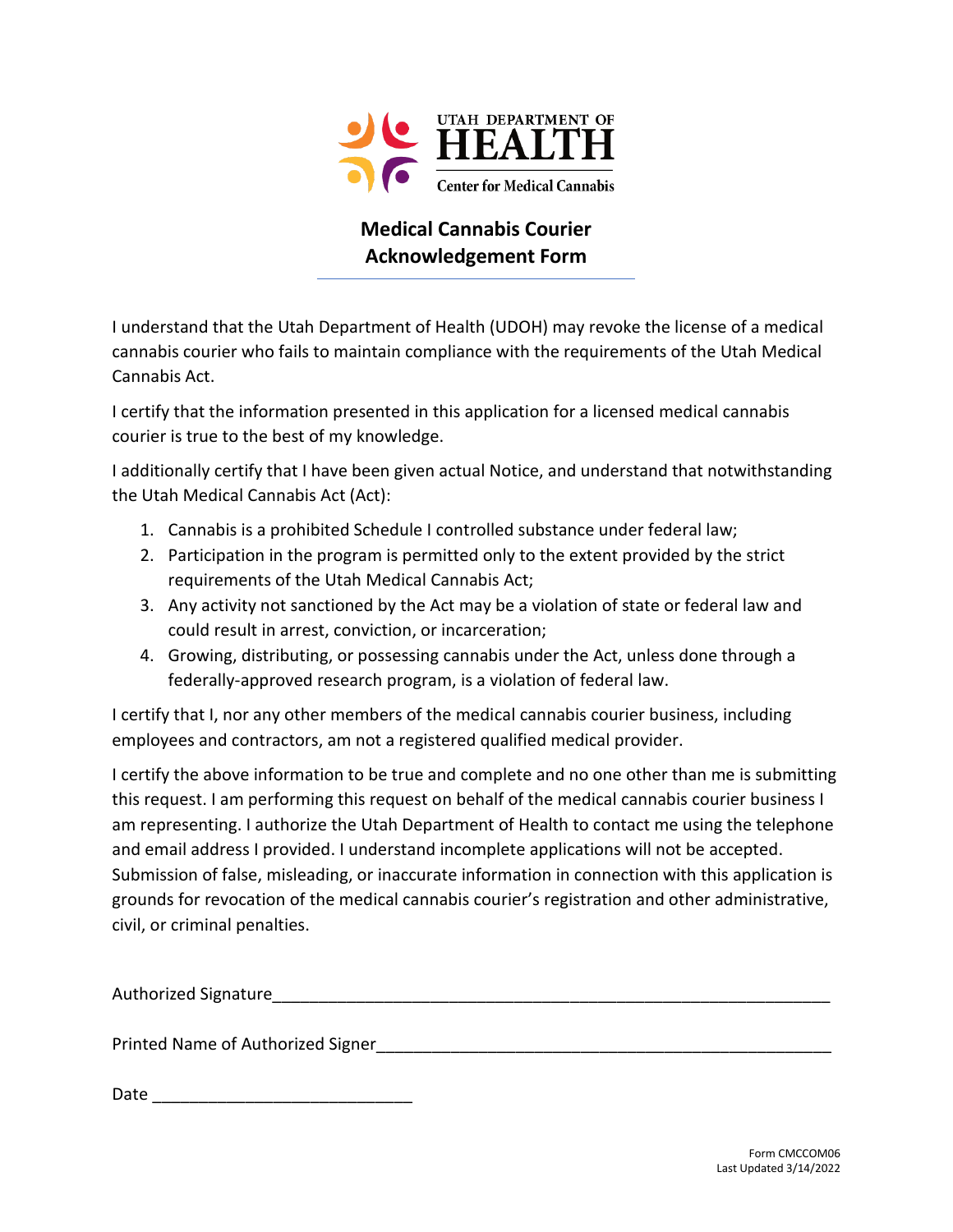UTAH DEPARTMENT OF
HEALTH
Center for Medical Cannabis

# Medical Cannabis Courier Acknowledgement Form

I understand that the Utah Department of Health (UDOH) may revoke the license of a medical cannabis courier who fails to maintain compliance with the requirements of the Utah Medical Cannabis Act.

I certify that the information presented in this application for a licensed medical cannabis courier is true to the best of my knowledge.

I additionally certify that I have been given actual Notice, and understand that notwithstanding the Utah Medical Cannabis Act (Act):

1. Cannabis is a prohibited Schedule I controlled substance under federal law;
2. Participation in the program is permitted only to the extent provided by the strict requirements of the Utah Medical Cannabis Act;
3. Any activity not sanctioned by the Act may be a violation of state or federal law and could result in arrest, conviction, or incarceration;
4. Growing, distributing, or possessing cannabis under the Act, unless done through a federally-approved research program, is a violation of federal law.

I certify that I, nor any other members of the medical cannabis courier business, including employees and contractors, am not a registered qualified medical provider.

I certify the above information to be true and complete and no one other than me is submitting this request. I am performing this request on behalf of the medical cannabis courier business I am representing. I authorize the Utah Department of Health to contact me using the telephone and email address I provided. I understand incomplete applications will not be accepted. Submission of false, misleading, or inaccurate information in connection with this application is grounds for revocation of the medical cannabis courier's registration and other administrative, civil, or criminal penalties.

Authorized Signature_______________________________________________________________

Printed Name of Authorized Signer__________________________________________________

Date ____________________________

Form CMCCOM06
Last Updated 3/14/2022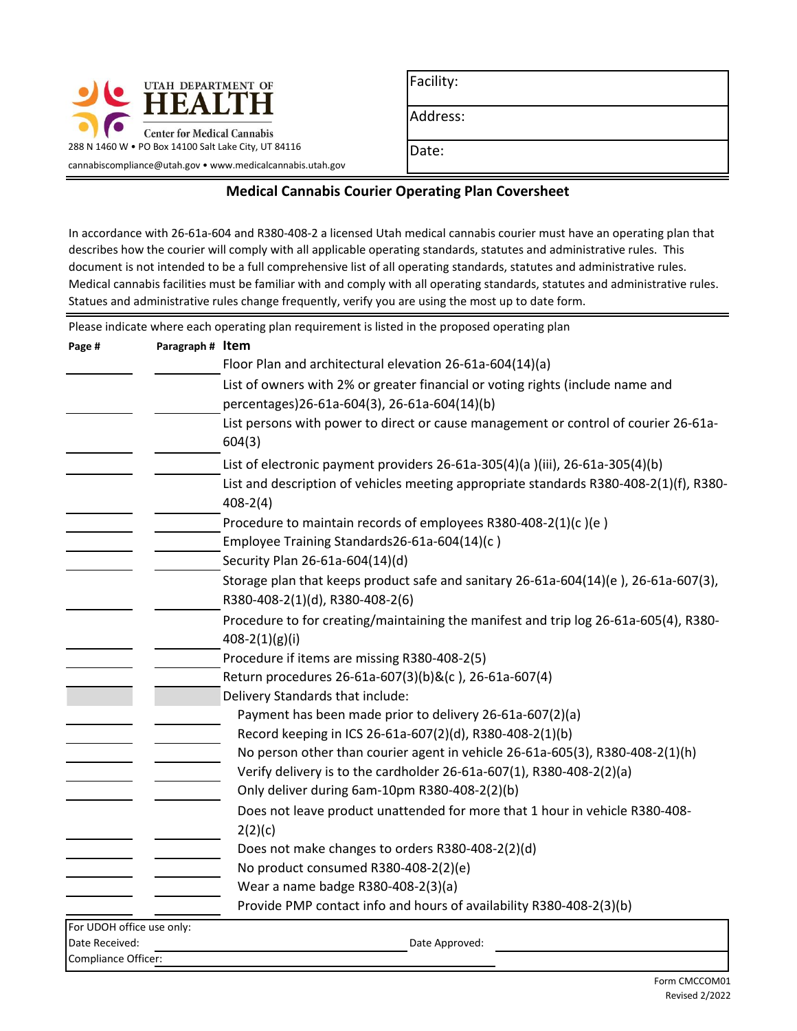UTAH DEPARTMENT OF HEALTH
Center for Medical Cannabis
288 N 1460 W • PO Box 14100 Salt Lake City, UT 84116
cannabiscompliance@utah.gov • www.medicalcannabis.utah.gov

| | |
|---|---|
| Facility: | |
| Address: | |
| Date: | |

## Medical Cannabis Courier Operating Plan Coversheet

In accordance with 26-61a-604 and R380-408-2 a licensed Utah medical cannabis courier must have an operating plan that describes how the courier will comply with all applicable operating standards, statutes and administrative rules. This document is not intended to be a full comprehensive list of all operating standards, statutes and administrative rules. Medical cannabis facilities must be familiar with and comply with all operating standards, statutes and administrative rules. Statues and administrative rules change frequently, verify you are using the most up to date form.

Please indicate where each operating plan requirement is listed in the proposed operating plan

| Page # | Paragraph # | Item |
|---|---|---|
| | | Floor Plan and architectural elevation 26-61a-604(14)(a) |
| | | List of owners with 2% or greater financial or voting rights (include name and percentages)26-61a-604(3), 26-61a-604(14)(b) |
| | | List persons with power to direct or cause management or control of courier 26-61a-604(3) |
| | | List of electronic payment providers 26-61a-305(4)(a )(iii), 26-61a-305(4)(b) |
| | | List and description of vehicles meeting appropriate standards R380-408-2(1)(f), R380-408-2(4) |
| | | Procedure to maintain records of employees R380-408-2(1)(c )(e ) |
| | | Employee Training Standards26-61a-604(14)(c ) |
| | | Security Plan 26-61a-604(14)(d) |
| | | Storage plan that keeps product safe and sanitary 26-61a-604(14)(e ), 26-61a-607(3), R380-408-2(1)(d), R380-408-2(6) |
| | | Procedure to for creating/maintaining the manifest and trip log 26-61a-605(4), R380-408-2(1)(g)(i) |
| | | Procedure if items are missing R380-408-2(5) |
| | | Return procedures 26-61a-607(3)(b)&(c ), 26-61a-607(4) |
| | | Delivery Standards that include: |
| | | Payment has been made prior to delivery 26-61a-607(2)(a) |
| | | Record keeping in ICS 26-61a-607(2)(d), R380-408-2(1)(b) |
| | | No person other than courier agent in vehicle 26-61a-605(3), R380-408-2(1)(h) |
| | | Verify delivery is to the cardholder 26-61a-607(1), R380-408-2(2)(a) |
| | | Only deliver during 6am-10pm R380-408-2(2)(b) |
| | | Does not leave product unattended for more that 1 hour in vehicle R380-408-2(2)(c) |
| | | Does not make changes to orders R380-408-2(2)(d) |
| | | No product consumed R380-408-2(2)(e) |
| | | Wear a name badge R380-408-2(3)(a) |
| | | Provide PMP contact info and hours of availability R380-408-2(3)(b) |

For UDOH office use only:
Date Received: ____________ Date Approved: ____________
Compliance Officer: ____________

Form CMCCOM01
Revised 2/2022